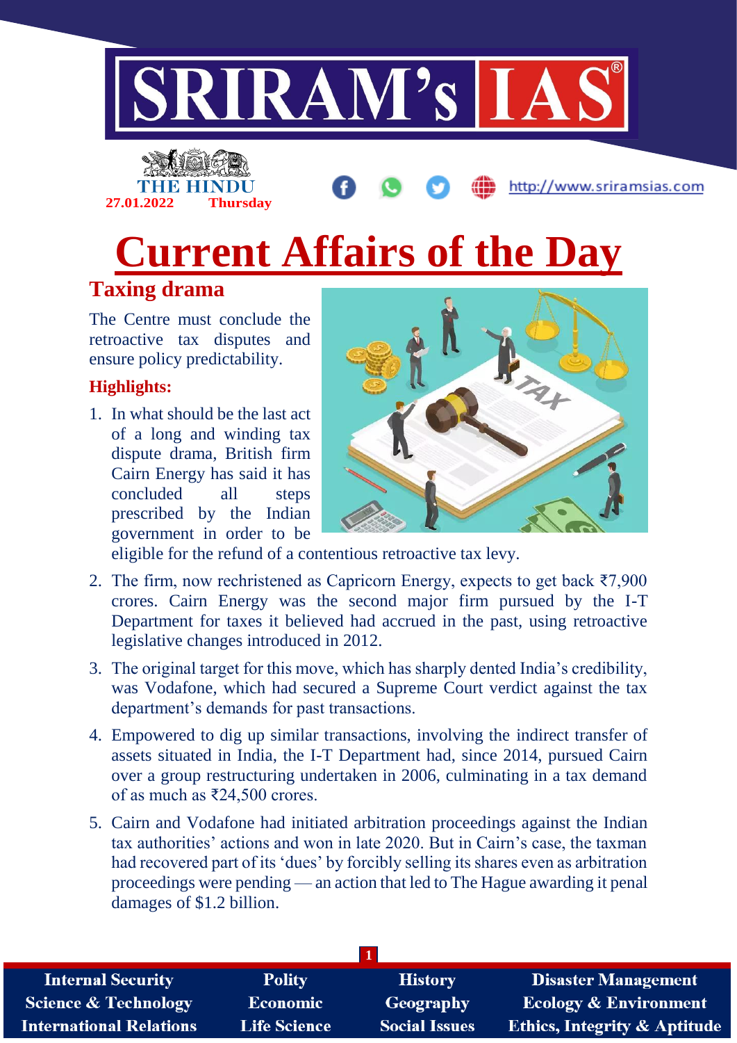# Current Affairs of the Day

## Taxing drama

The Centre must conclude the retroactive tax disputes and ensure policy predictability.

### Highlights:

1. In what should be the last act of a long and winding tax dispute drama, British firm Cairn Energy has said it has concluded all steps prescribed by the Indian government in order to be eligible for the refund of a contentious retroactive tax levy.
2. The firm, now rechristened as Capricorn Energy, expects to get back ₹7,900 crores. Cairn Energy was the second major firm pursued by the I-T Department for taxes it believed had accrued in the past, using retroactive legislative changes introduced in 2012.
3. The original target for this move, which has sharply dented India's credibility, was Vodafone, which had secured a Supreme Court verdict against the tax department's demands for past transactions.
4. Empowered to dig up similar transactions, involving the indirect transfer of assets situated in India, the I-T Department had, since 2014, pursued Cairn over a group restructuring undertaken in 2006, culminating in a tax demand of as much as ₹24,500 crores.
5. Cairn and Vodafone had initiated arbitration proceedings against the Indian tax authorities' actions and won in late 2020. But in Cairn's case, the taxman had recovered part of its 'dues' by forcibly selling its shares even as arbitration proceedings were pending — an action that led to The Hague awarding it penal damages of $1.2 billion.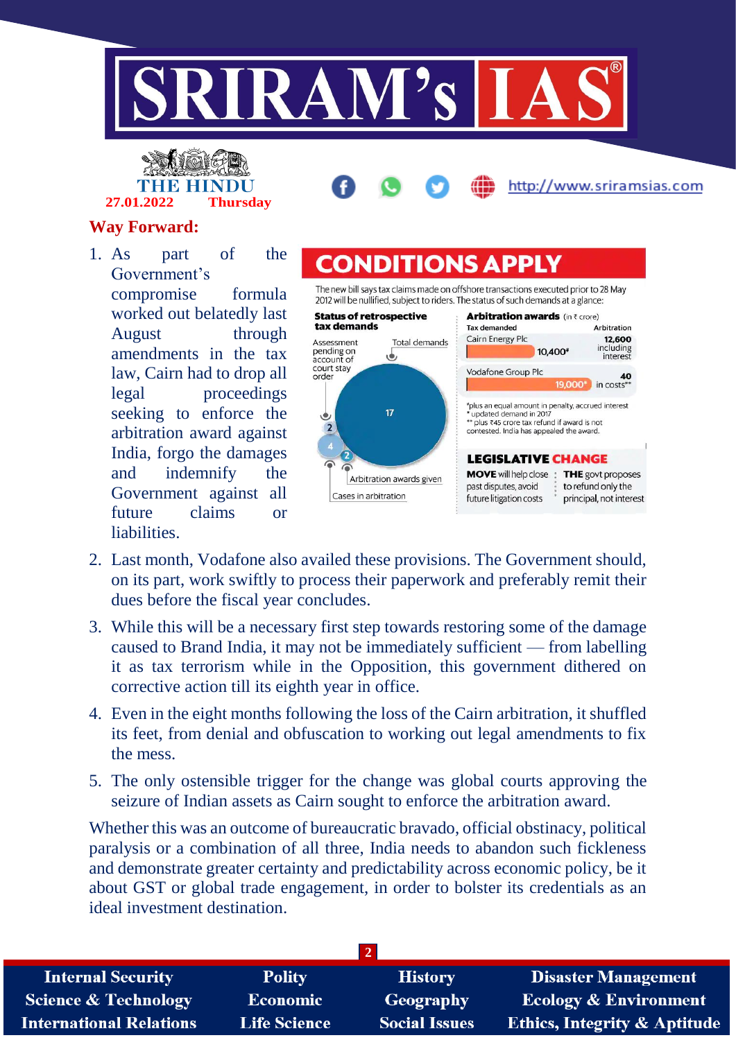## Way Forward:

1. As part of the Government's compromise formula worked out belatedly last August through amendments in the tax law, Cairn had to drop all legal proceedings seeking to enforce the arbitration award against India, forgo the damages and indemnify the Government against all future claims or liabilities.

**CONDITIONS APPLY**

The new bill says tax claims made on offshore transactions executed prior to 28 May 2012 will be nullified, subject to riders. The status of such demands at a glance:

**Status of retrospective tax demands**

- Total demands: 17
- Assessment pending on account of court stay order: 2
- Cases in arbitration: 4
- Arbitration awards given: 2

**Arbitration awards** (in ₹ crore)

| Tax demanded | | Arbitration |
|---|---|---|
| Cairn Energy Plc | 10,400[#] | 12,600 including interest |
| Vodafone Group Plc | 19,000* | 40 in costs** |

[#]plus an equal amount in penalty, accrued interest
* updated demand in 2017
** plus ₹45 crore tax refund if award is not contested. India has appealed the award.

**LEGISLATIVE CHANGE**

**MOVE** will help close past disputes, avoid future litigation costs

**THE** govt proposes to refund only the principal, not interest

2. Last month, Vodafone also availed these provisions. The Government should, on its part, work swiftly to process their paperwork and preferably remit their dues before the fiscal year concludes.
3. While this will be a necessary first step towards restoring some of the damage caused to Brand India, it may not be immediately sufficient — from labelling it as tax terrorism while in the Opposition, this government dithered on corrective action till its eighth year in office.
4. Even in the eight months following the loss of the Cairn arbitration, it shuffled its feet, from denial and obfuscation to working out legal amendments to fix the mess.
5. The only ostensible trigger for the change was global courts approving the seizure of Indian assets as Cairn sought to enforce the arbitration award.

Whether this was an outcome of bureaucratic bravado, official obstinacy, political paralysis or a combination of all three, India needs to abandon such fickleness and demonstrate greater certainty and predictability across economic policy, be it about GST or global trade engagement, in order to bolster its credentials as an ideal investment destination.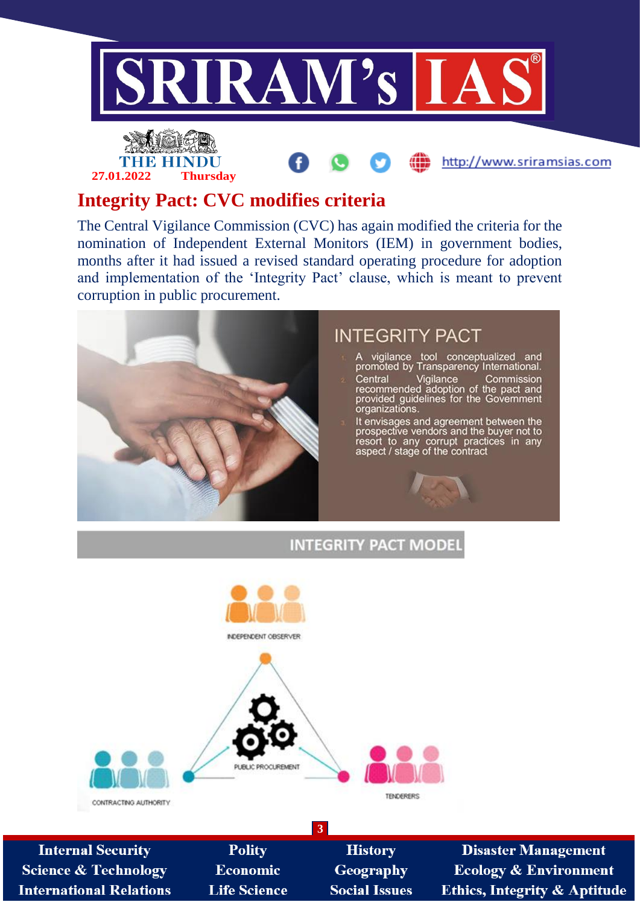# Integrity Pact: CVC modifies criteria

The Central Vigilance Commission (CVC) has again modified the criteria for the nomination of Independent External Monitors (IEM) in government bodies, months after it had issued a revised standard operating procedure for adoption and implementation of the 'Integrity Pact' clause, which is meant to prevent corruption in public procurement.

## INTEGRITY PACT

1. A vigilance tool conceptualized and promoted by Transparency International.
2. Central Vigilance Commission recommended adoption of the pact and provided guidelines for the Government organizations.
3. It envisages and agreement between the prospective vendors and the buyer not to resort to any corrupt practices in any aspect / stage of the contract

## INTEGRITY PACT MODEL

INDEPENDENT OBSERVER

PUBLIC PROCUREMENT

CONTRACTING AUTHORITY

TENDERERS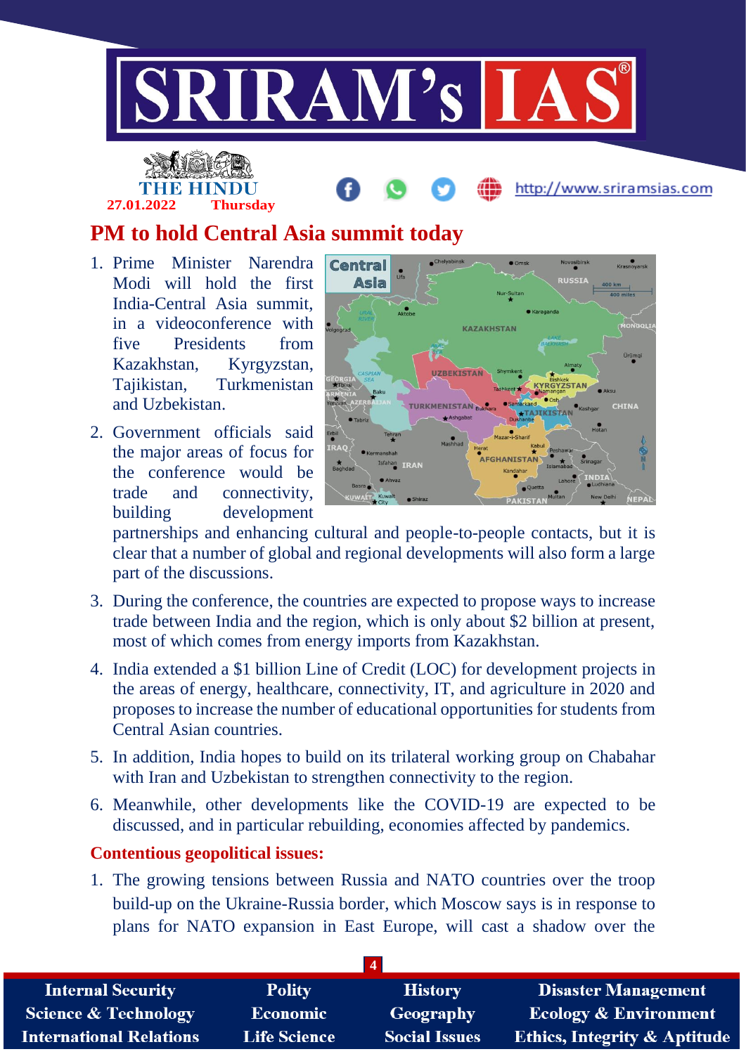# PM to hold Central Asia summit today

1. Prime Minister Narendra Modi will hold the first India-Central Asia summit, in a videoconference with five Presidents from Kazakhstan, Kyrgyzstan, Tajikistan, Turkmenistan and Uzbekistan.
2. Government officials said the major areas of focus for the conference would be trade and connectivity, building development partnerships and enhancing cultural and people-to-people contacts, but it is clear that a number of global and regional developments will also form a large part of the discussions.
3. During the conference, the countries are expected to propose ways to increase trade between India and the region, which is only about $2 billion at present, most of which comes from energy imports from Kazakhstan.
4. India extended a $1 billion Line of Credit (LOC) for development projects in the areas of energy, healthcare, connectivity, IT, and agriculture in 2020 and proposes to increase the number of educational opportunities for students from Central Asian countries.
5. In addition, India hopes to build on its trilateral working group on Chabahar with Iran and Uzbekistan to strengthen connectivity to the region.
6. Meanwhile, other developments like the COVID-19 are expected to be discussed, and in particular rebuilding, economies affected by pandemics.

**Contentious geopolitical issues:**

1. The growing tensions between Russia and NATO countries over the troop build-up on the Ukraine-Russia border, which Moscow says is in response to plans for NATO expansion in East Europe, will cast a shadow over the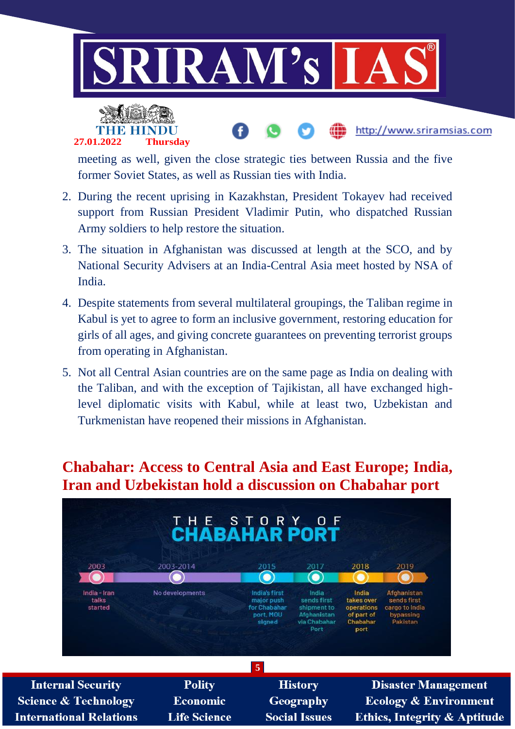meeting as well, given the close strategic ties between Russia and the five former Soviet States, as well as Russian ties with India.

2. During the recent uprising in Kazakhstan, President Tokayev had received support from Russian President Vladimir Putin, who dispatched Russian Army soldiers to help restore the situation.
3. The situation in Afghanistan was discussed at length at the SCO, and by National Security Advisers at an India-Central Asia meet hosted by NSA of India.
4. Despite statements from several multilateral groupings, the Taliban regime in Kabul is yet to agree to form an inclusive government, restoring education for girls of all ages, and giving concrete guarantees on preventing terrorist groups from operating in Afghanistan.
5. Not all Central Asian countries are on the same page as India on dealing with the Taliban, and with the exception of Tajikistan, all have exchanged high-level diplomatic visits with Kabul, while at least two, Uzbekistan and Turkmenistan have reopened their missions in Afghanistan.

## Chabahar: Access to Central Asia and East Europe; India, Iran and Uzbekistan hold a discussion on Chabahar port

THE STORY OF CHABAHAR PORT

| 2003 | 2003-2014 | 2015 | 2017 | 2018 | 2019 |
|---|---|---|---|---|---|
| India - Iran talks started | No developments | India's first major push for Chabahar port, MOU signed | India sends first shipment to Afghanistan via Chabahar Port | India takes over operations of part of Chabahar port | Afghanistan sends first cargo to India bypassing Pakistan |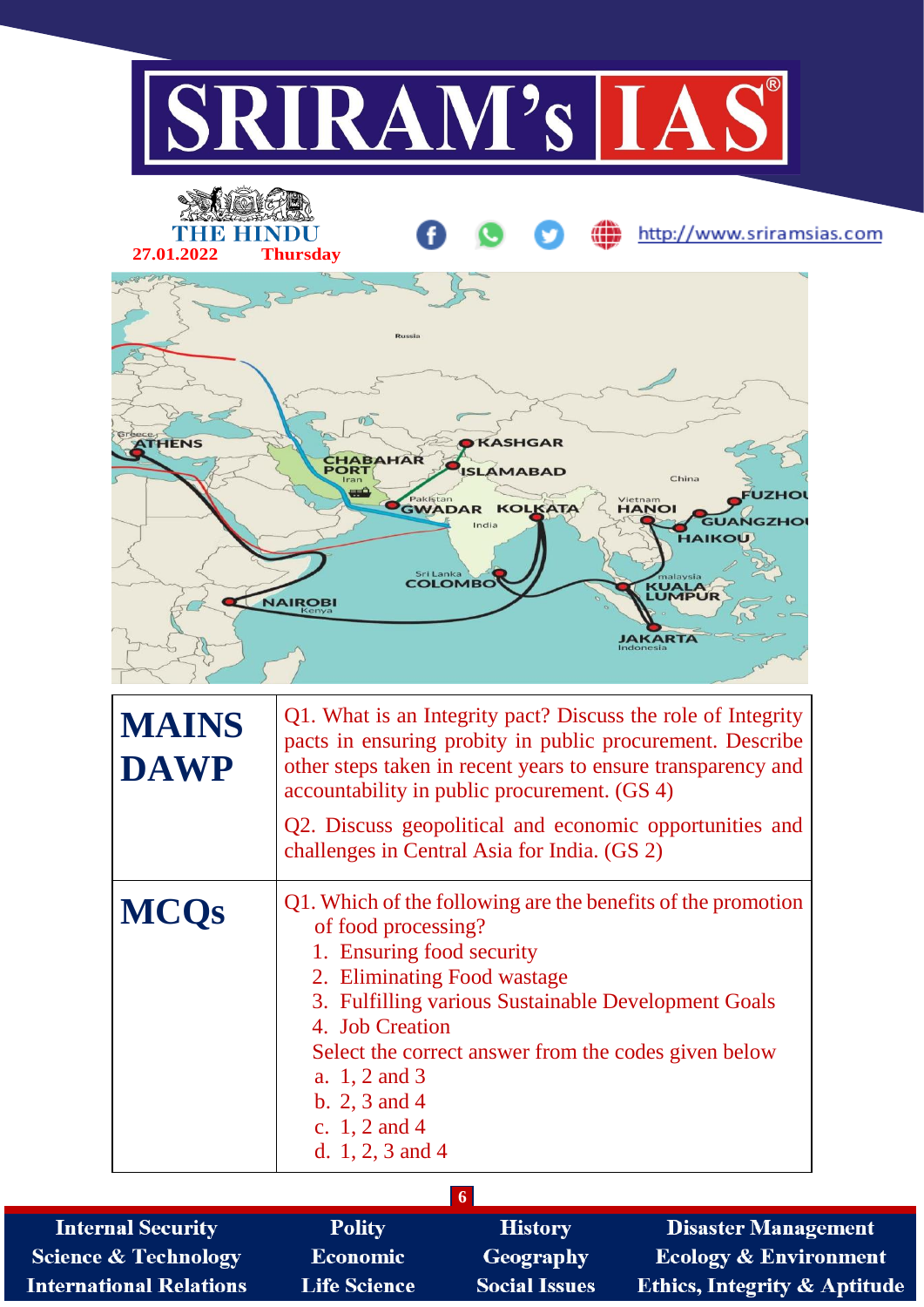THE HINDU
27.01.2022 Thursday

Russia
Greece
ATHENS
CHABAHAR PORT
Iran
KASHGAR
ISLAMABAD
Pakistan
GWADAR
KOLKATA
India
China
Vietnam
HANOI
FUZHOU
GUANGZHOU
HAIKOU
Sri Lanka
COLOMBO
Malaysia
KUALA LUMPUR
JAKARTA
Indonesia
NAIROBI
Kenya

| | |
|---|---|
| **MAINS DAWP** | Q1. What is an Integrity pact? Discuss the role of Integrity pacts in ensuring probity in public procurement. Describe other steps taken in recent years to ensure transparency and accountability in public procurement. (GS 4)<br><br>Q2. Discuss geopolitical and economic opportunities and challenges in Central Asia for India. (GS 2) |
| **MCQs** | Q1. Which of the following are the benefits of the promotion of food processing?<br>1. Ensuring food security<br>2. Eliminating Food wastage<br>3. Fulfilling various Sustainable Development Goals<br>4. Job Creation<br>Select the correct answer from the codes given below<br>a. 1, 2 and 3<br>b. 2, 3 and 4<br>c. 1, 2 and 4<br>d. 1, 2, 3 and 4 |